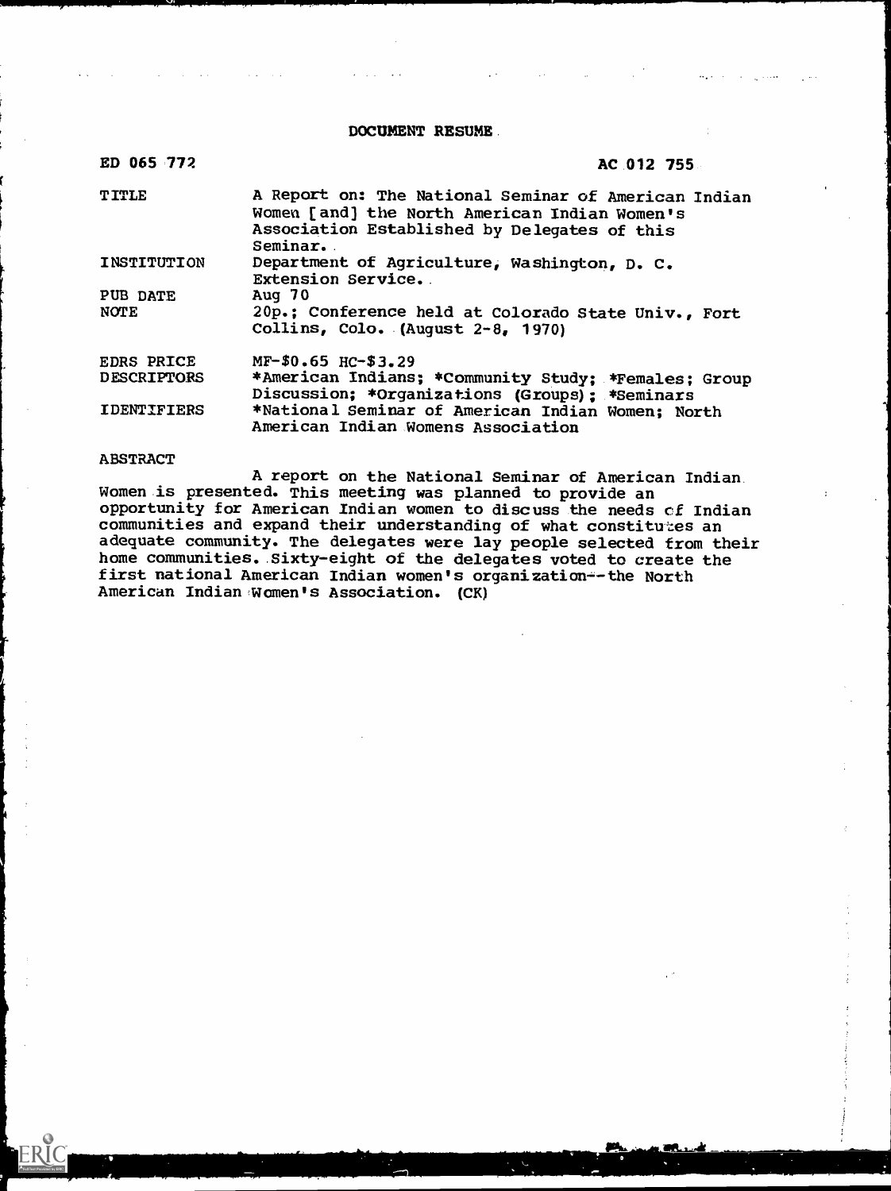# DOCUMENT RESUME

| | |
|---|---|
| ED 065 772 | AC 012 755 |
| TITLE | A Report on: The National Seminar of American Indian Women [and] the North American Indian Women's Association Established by Delegates of this Seminar. |
| INSTITUTION | Department of Agriculture, Washington, D. C. Extension Service. |
| PUB DATE | Aug 70 |
| NOTE | 20p.; Conference held at Colorado State Univ., Fort Collins, Colo. (August 2-8, 1970) |
| EDRS PRICE | MF-$0.65 HC-$3.29 |
| DESCRIPTORS | *American Indians; *Community Study; *Females; Group Discussion; *Organizations (Groups); *Seminars |
| IDENTIFIERS | *National Seminar of American Indian Women; North American Indian Womens Association |

ABSTRACT

A report on the National Seminar of American Indian Women is presented. This meeting was planned to provide an opportunity for American Indian women to discuss the needs of Indian communities and expand their understanding of what constitutes an adequate community. The delegates were lay people selected from their home communities. Sixty-eight of the delegates voted to create the first national American Indian women's organization--the North American Indian Women's Association. (CK)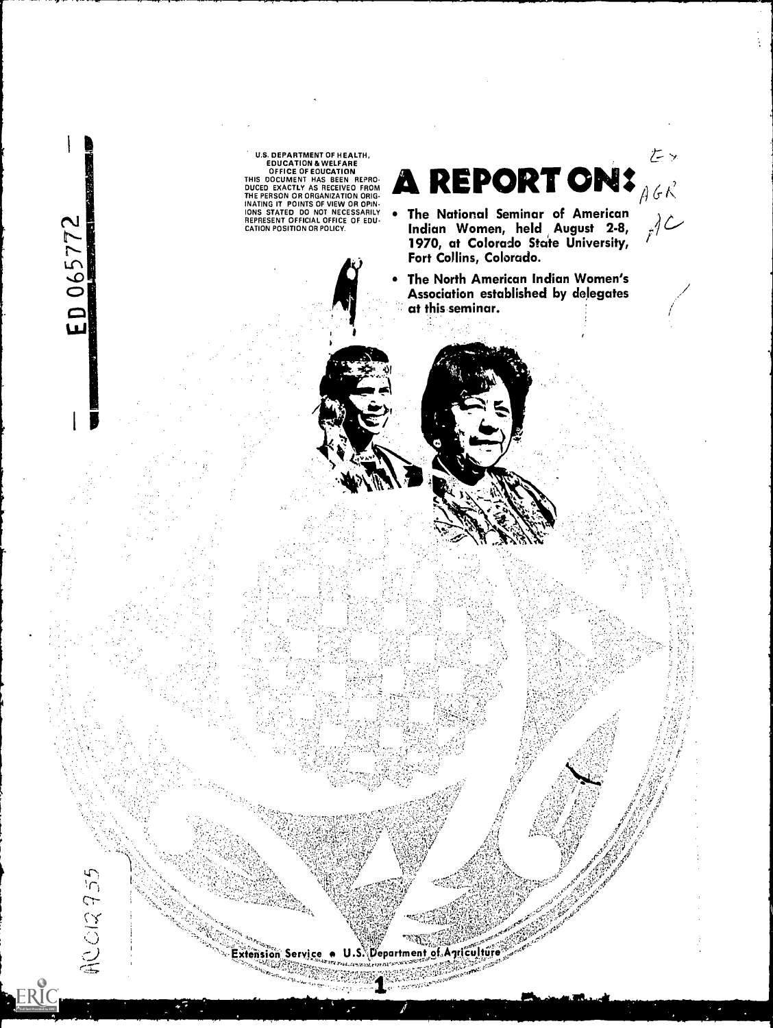U.S. DEPARTMENT OF HEALTH, EDUCATION & WELFARE
OFFICE OF EDUCATION
THIS DOCUMENT HAS BEEN REPRODUCED EXACTLY AS RECEIVED FROM THE PERSON OR ORGANIZATION ORIGINATING IT. POINTS OF VIEW OR OPINIONS STATED DO NOT NECESSARILY REPRESENT OFFICIAL OFFICE OF EDUCATION POSITION OR POLICY.

ED 065772

# A REPORT ON:

- The National Seminar of American Indian Women, held August 2-8, 1970, at Colorado State University, Fort Collins, Colorado.
- The North American Indian Women's Association established by delegates at this seminar.

Extension Service • U.S. Department of Agriculture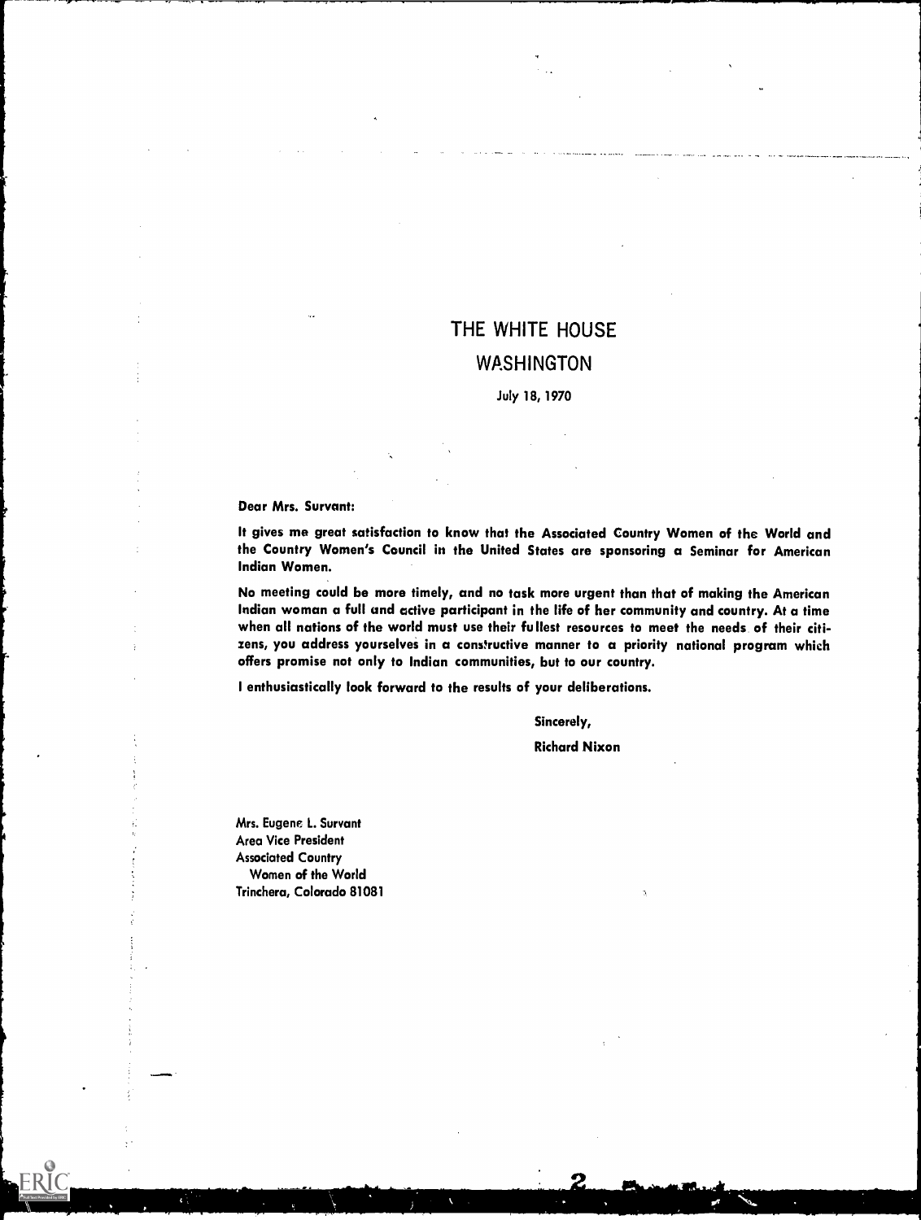# THE WHITE HOUSE
## WASHINGTON

July 18, 1970

Dear Mrs. Survant:

It gives me great satisfaction to know that the Associated Country Women of the World and the Country Women's Council in the United States are sponsoring a Seminar for American Indian Women.

No meeting could be more timely, and no task more urgent than that of making the American Indian woman a full and active participant in the life of her community and country. At a time when all nations of the world must use their fullest resources to meet the needs of their citizens, you address yourselves in a constructive manner to a priority national program which offers promise not only to Indian communities, but to our country.

I enthusiastically look forward to the results of your deliberations.

Sincerely,

Richard Nixon

Mrs. Eugene L. Survant
Area Vice President
Associated Country
Women of the World
Trinchera, Colorado 81081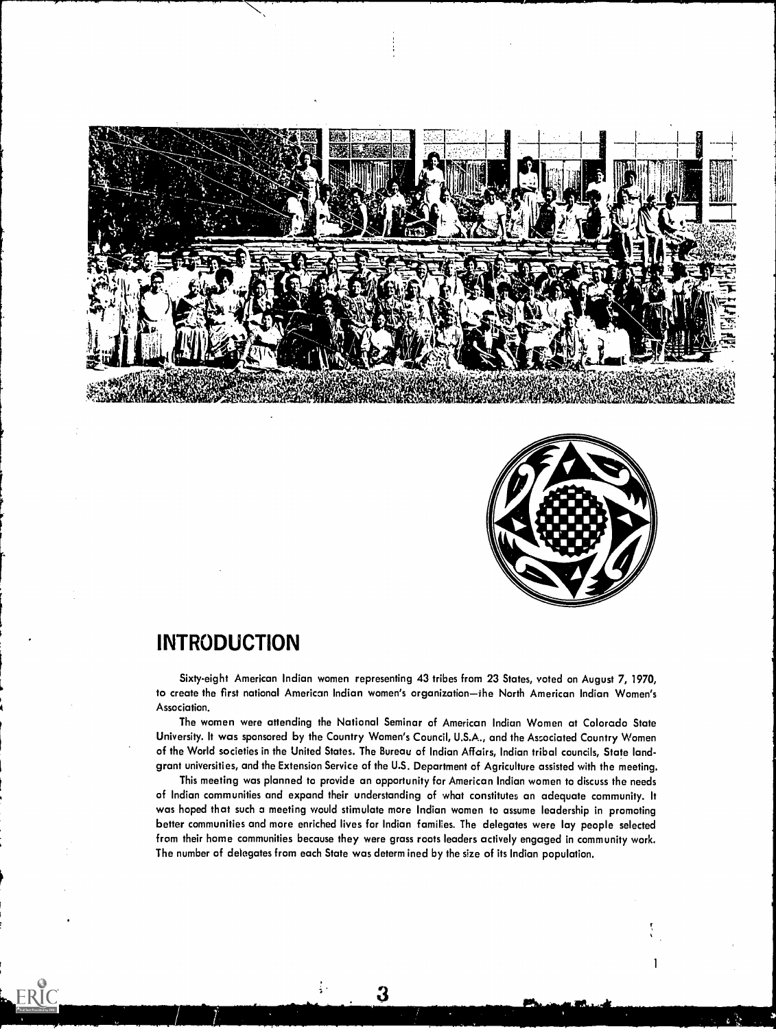## INTRODUCTION

Sixty-eight American Indian women representing 43 tribes from 23 States, voted on August 7, 1970, to create the first national American Indian women's organization—the North American Indian Women's Association.

The women were attending the National Seminar of American Indian Women at Colorado State University. It was sponsored by the Country Women's Council, U.S.A., and the Associated Country Women of the World societies in the United States. The Bureau of Indian Affairs, Indian tribal councils, State land-grant universities, and the Extension Service of the U.S. Department of Agriculture assisted with the meeting.

This meeting was planned to provide an opportunity for American Indian women to discuss the needs of Indian communities and expand their understanding of what constitutes an adequate community. It was hoped that such a meeting would stimulate more Indian women to assume leadership in promoting better communities and more enriched lives for Indian families. The delegates were lay people selected from their home communities because they were grass roots leaders actively engaged in community work. The number of delegates from each State was determined by the size of its Indian population.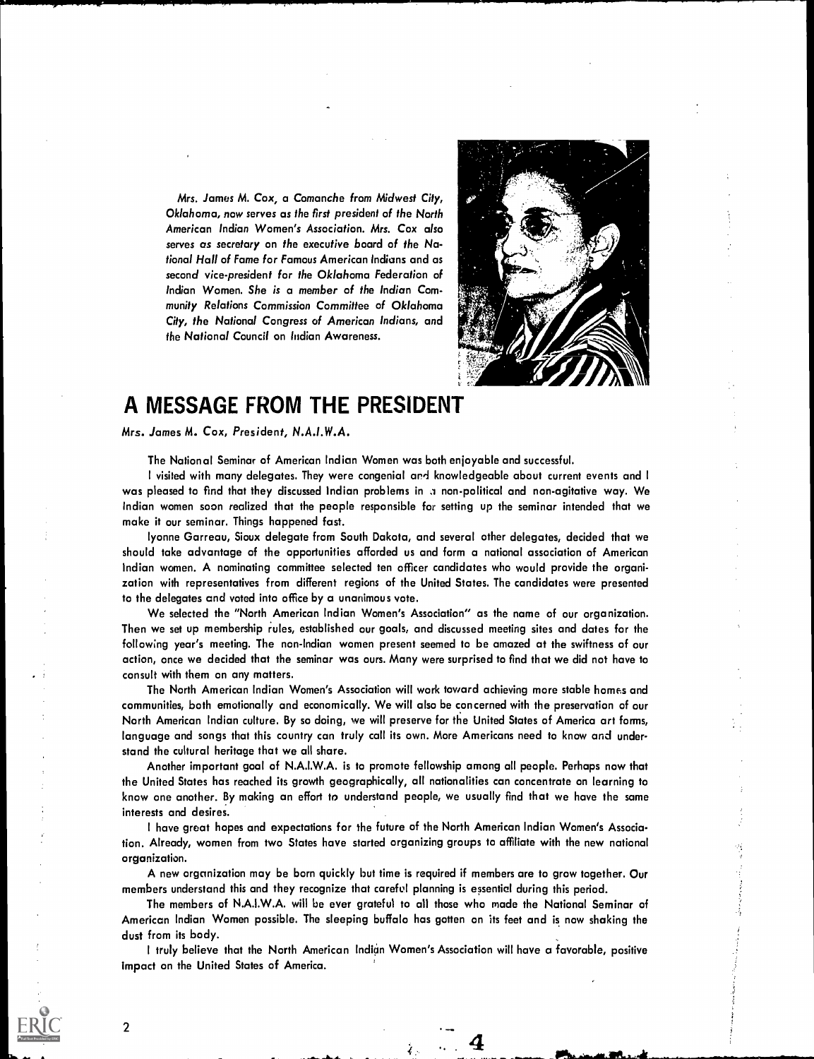*Mrs. James M. Cox, a Comanche from Midwest City, Oklahoma, now serves as the first president of the North American Indian Women's Association. Mrs. Cox also serves as secretary on the executive board of the National Hall of Fame for Famous American Indians and as second vice-president for the Oklahoma Federation of Indian Women. She is a member of the Indian Community Relations Commission Committee of Oklahoma City, the National Congress of American Indians, and the National Council on Indian Awareness.*

# A MESSAGE FROM THE PRESIDENT

*Mrs. James M. Cox, President, N.A.I.W.A.*

The National Seminar of American Indian Women was both enjoyable and successful.

I visited with many delegates. They were congenial and knowledgeable about current events and I was pleased to find that they discussed Indian problems in a non-political and non-agitative way. We Indian women soon realized that the people responsible for setting up the seminar intended that we make it our seminar. Things happened fast.

Iyonne Garreau, Sioux delegate from South Dakota, and several other delegates, decided that we should take advantage of the opportunities afforded us and form a national association of American Indian women. A nominating committee selected ten officer candidates who would provide the organization with representatives from different regions of the United States. The candidates were presented to the delegates and voted into office by a unanimous vote.

We selected the "North American Indian Women's Association" as the name of our organization. Then we set up membership rules, established our goals, and discussed meeting sites and dates for the following year's meeting. The non-Indian women present seemed to be amazed at the swiftness of our action, once we decided that the seminar was ours. Many were surprised to find that we did not have to consult with them on any matters.

The North American Indian Women's Association will work toward achieving more stable homes and communities, both emotionally and economically. We will also be concerned with the preservation of our North American Indian culture. By so doing, we will preserve for the United States of America art forms, language and songs that this country can truly call its own. More Americans need to know and understand the cultural heritage that we all share.

Another important goal of N.A.I.W.A. is to promote fellowship among all people. Perhaps now that the United States has reached its growth geographically, all nationalities can concentrate on learning to know one another. By making an effort to understand people, we usually find that we have the same interests and desires.

I have great hopes and expectations for the future of the North American Indian Women's Association. Already, women from two States have started organizing groups to affiliate with the new national organization.

A new organization may be born quickly but time is required if members are to grow together. Our members understand this and they recognize that careful planning is essential during this period.

The members of N.A.I.W.A. will be ever grateful to all those who made the National Seminar of American Indian Women possible. The sleeping buffalo has gotten on its feet and is now shaking the dust from its body.

I truly believe that the North American Indian Women's Association will have a favorable, positive impact on the United States of America.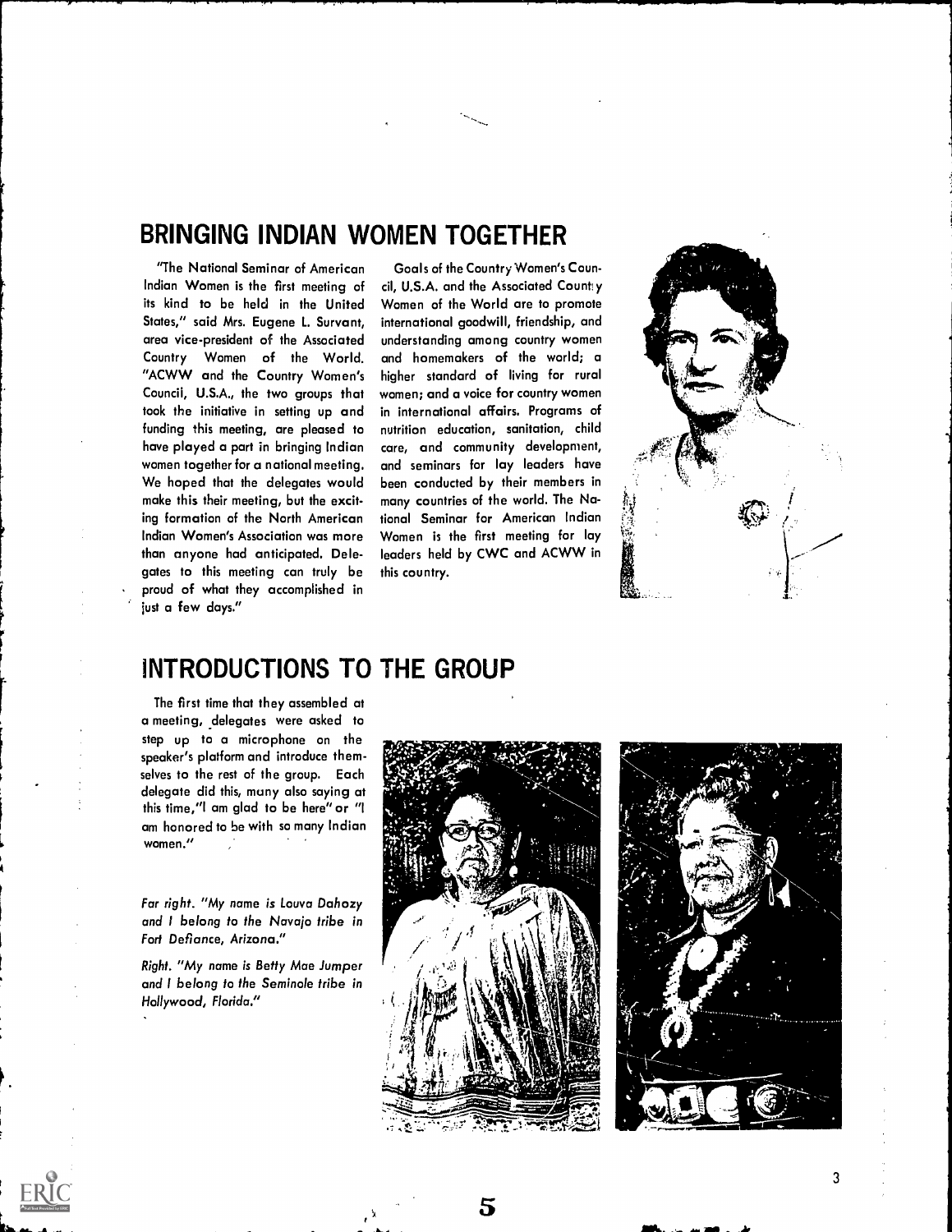## BRINGING INDIAN WOMEN TOGETHER

"The National Seminar of American Indian Women is the first meeting of its kind to be held in the United States," said Mrs. Eugene L. Survant, area vice-president of the Associated Country Women of the World. "ACWW and the Country Women's Council, U.S.A., the two groups that took the initiative in setting up and funding this meeting, are pleased to have played a part in bringing Indian women together for a national meeting. We hoped that the delegates would make this their meeting, but the exciting formation of the North American Indian Women's Association was more than anyone had anticipated. Delegates to this meeting can truly be proud of what they accomplished in just a few days."

Goals of the Country Women's Council, U.S.A. and the Associated Country Women of the World are to promote international goodwill, friendship, and understanding among country women and homemakers of the world; a higher standard of living for rural women; and a voice for country women in international affairs. Programs of nutrition education, sanitation, child care, and community development, and seminars for lay leaders have been conducted by their members in many countries of the world. The National Seminar for American Indian Women is the first meeting for lay leaders held by CWC and ACWW in this country.

## INTRODUCTIONS TO THE GROUP

The first time that they assembled at a meeting, delegates were asked to step up to a microphone on the speaker's platform and introduce themselves to the rest of the group. Each delegate did this, many also saying at this time, "I am glad to be here" or "I am honored to be with so many Indian women."

*Far right. "My name is Louva Dahozy and I belong to the Navajo tribe in Fort Defiance, Arizona."*

*Right. "My name is Betty Mae Jumper and I belong to the Seminole tribe in Hollywood, Florida."*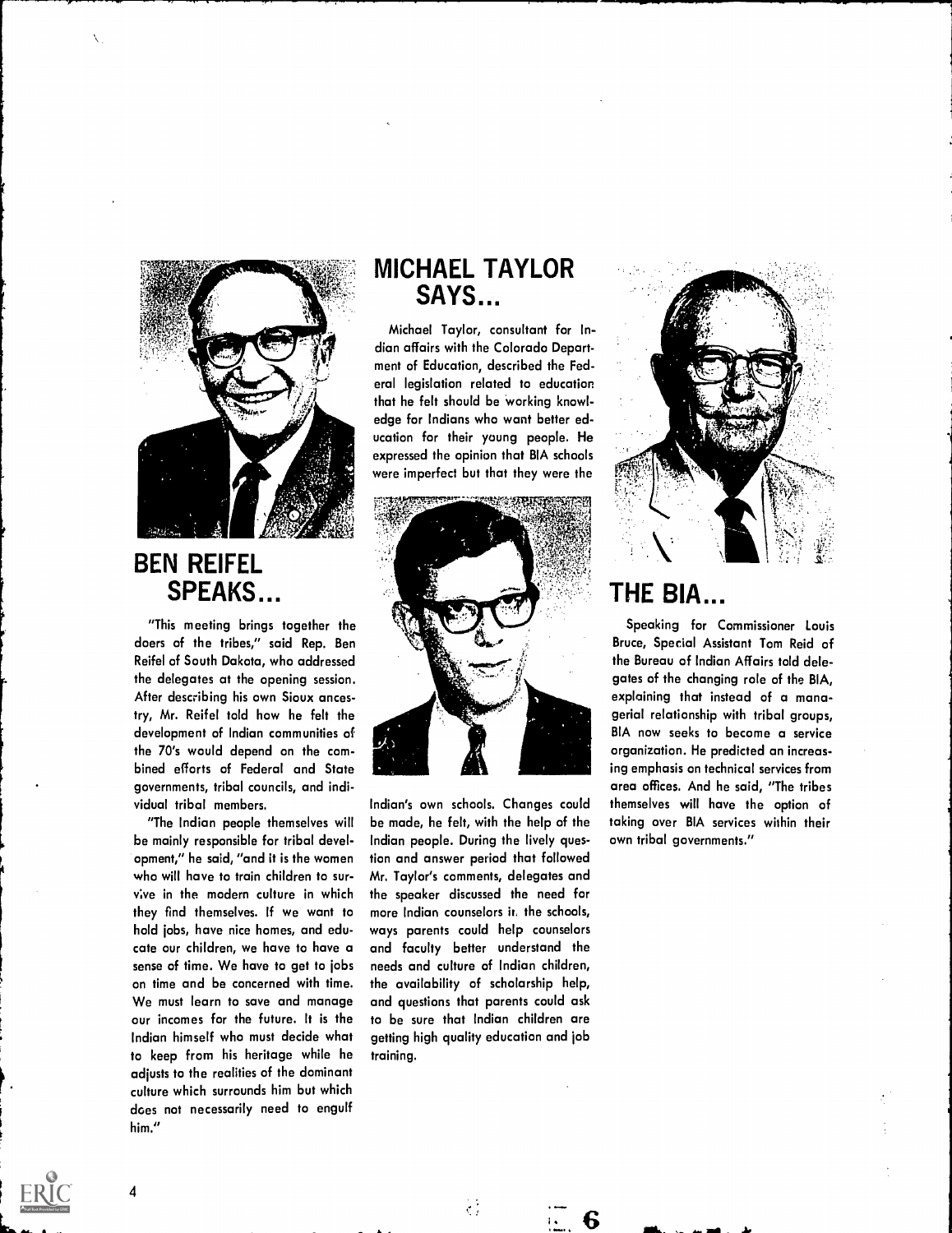## BEN REIFEL SPEAKS...

"This meeting brings together the doers of the tribes," said Rep. Ben Reifel of South Dakota, who addressed the delegates at the opening session. After describing his own Sioux ancestry, Mr. Reifel told how he felt the development of Indian communities of the 70's would depend on the combined efforts of Federal and State governments, tribal councils, and individual tribal members.

"The Indian people themselves will be mainly responsible for tribal development," he said, "and it is the women who will have to train children to survive in the modern culture in which they find themselves. If we want to hold jobs, have nice homes, and educate our children, we have to have a sense of time. We have to get to jobs on time and be concerned with time. We must learn to save and manage our incomes for the future. It is the Indian himself who must decide what to keep from his heritage while he adjusts to the realities of the dominant culture which surrounds him but which does not necessarily need to engulf him."

## MICHAEL TAYLOR SAYS...

Michael Taylor, consultant for Indian affairs with the Colorado Department of Education, described the Federal legislation related to education that he felt should be working knowledge for Indians who want better education for their young people. He expressed the opinion that BIA schools were imperfect but that they were the Indian's own schools. Changes could be made, he felt, with the help of the Indian people. During the lively question and answer period that followed Mr. Taylor's comments, delegates and the speaker discussed the need for more Indian counselors in the schools, ways parents could help counselors and faculty better understand the needs and culture of Indian children, the availability of scholarship help, and questions that parents could ask to be sure that Indian children are getting high quality education and job training.

## THE BIA...

Speaking for Commissioner Louis Bruce, Special Assistant Tom Reid of the Bureau of Indian Affairs told delegates of the changing role of the BIA, explaining that instead of a managerial relationship with tribal groups, BIA now seeks to become a service organization. He predicted an increasing emphasis on technical services from area offices. And he said, "The tribes themselves will have the option of taking over BIA services within their own tribal governments."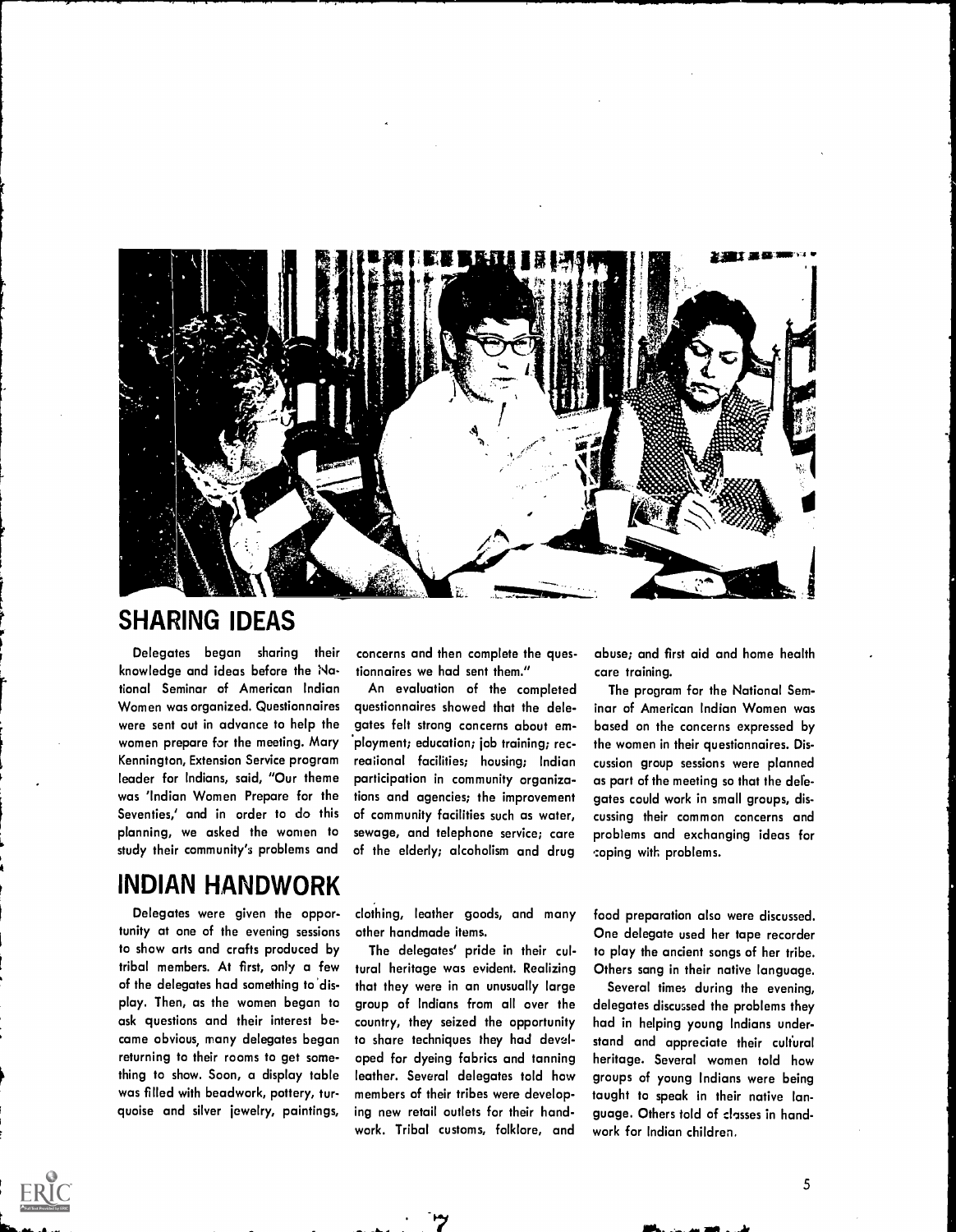## SHARING IDEAS

Delegates began sharing their knowledge and ideas before the National Seminar of American Indian Women was organized. Questionnaires were sent out in advance to help the women prepare for the meeting. Mary Kennington, Extension Service program leader for Indians, said, "Our theme was 'Indian Women Prepare for the Seventies,' and in order to do this planning, we asked the women to study their community's problems and concerns and then complete the questionnaires we had sent them."

An evaluation of the completed questionnaires showed that the delegates felt strong concerns about employment; education; job training; recreational facilities; housing; Indian participation in community organizations and agencies; the improvement of community facilities such as water, sewage, and telephone service; care of the elderly; alcoholism and drug abuse; and first aid and home health care training.

The program for the National Seminar of American Indian Women was based on the concerns expressed by the women in their questionnaires. Discussion group sessions were planned as part of the meeting so that the delegates could work in small groups, discussing their common concerns and problems and exchanging ideas for coping with problems.

## INDIAN HANDWORK

Delegates were given the opportunity at one of the evening sessions to show arts and crafts produced by tribal members. At first, only a few of the delegates had something to display. Then, as the women began to ask questions and their interest became obvious, many delegates began returning to their rooms to get something to show. Soon, a display table was filled with beadwork, pottery, turquoise and silver jewelry, paintings, clothing, leather goods, and many other handmade items.

The delegates' pride in their cultural heritage was evident. Realizing that they were in an unusually large group of Indians from all over the country, they seized the opportunity to share techniques they had developed for dyeing fabrics and tanning leather. Several delegates told how members of their tribes were developing new retail outlets for their handwork. Tribal customs, folklore, and food preparation also were discussed. One delegate used her tape recorder to play the ancient songs of her tribe. Others sang in their native language.

Several times during the evening, delegates discussed the problems they had in helping young Indians understand and appreciate their cultural heritage. Several women told how groups of young Indians were being taught to speak in their native language. Others told of classes in handwork for Indian children.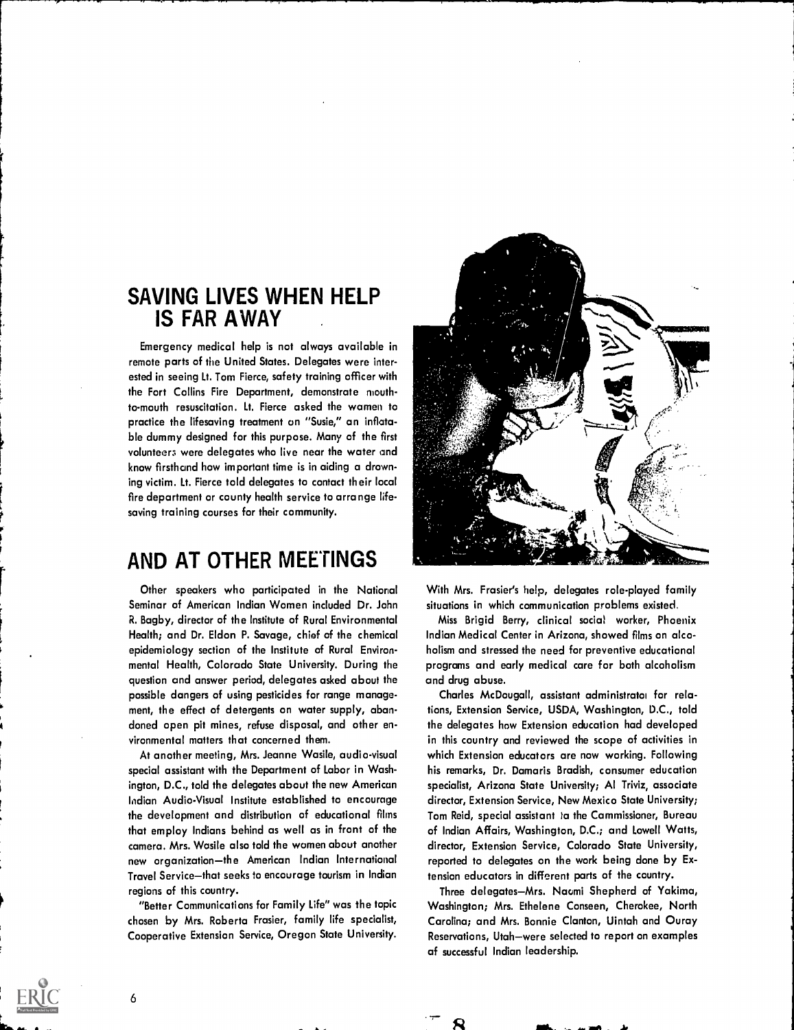## SAVING LIVES WHEN HELP IS FAR AWAY

Emergency medical help is not always available in remote parts of the United States. Delegates were interested in seeing Lt. Tom Fierce, safety training officer with the Fort Collins Fire Department, demonstrate mouth-to-mouth resuscitation. Lt. Fierce asked the women to practice the lifesaving treatment on "Susie," an inflatable dummy designed for this purpose. Many of the first volunteers were delegates who live near the water and know firsthand how important time is in aiding a drowning victim. Lt. Fierce told delegates to contact their local fire department or county health service to arrange lifesaving training courses for their community.

## AND AT OTHER MEETINGS

Other speakers who participated in the National Seminar of American Indian Women included Dr. John R. Bagby, director of the Institute of Rural Environmental Health; and Dr. Eldon P. Savage, chief of the chemical epidemiology section of the Institute of Rural Environmental Health, Colorado State University. During the question and answer period, delegates asked about the possible dangers of using pesticides for range management, the effect of detergents on water supply, abandoned open pit mines, refuse disposal, and other environmental matters that concerned them.

At another meeting, Mrs. Jeanne Wasile, audio-visual special assistant with the Department of Labor in Washington, D.C., told the delegates about the new American Indian Audio-Visual Institute established to encourage the development and distribution of educational films that employ Indians behind as well as in front of the camera. Mrs. Wasile also told the women about another new organization—the American Indian International Travel Service—that seeks to encourage tourism in Indian regions of this country.

"Better Communications for Family Life" was the topic chosen by Mrs. Roberta Frasier, family life specialist, Cooperative Extension Service, Oregon State University. With Mrs. Frasier's help, delegates role-played family situations in which communication problems existed.

Miss Brigid Berry, clinical social worker, Phoenix Indian Medical Center in Arizona, showed films on alcoholism and stressed the need for preventive educational programs and early medical care for both alcoholism and drug abuse.

Charles McDougall, assistant administrator for relations, Extension Service, USDA, Washington, D.C., told the delegates how Extension education had developed in this country and reviewed the scope of activities in which Extension educators are now working. Following his remarks, Dr. Damaris Bradish, consumer education specialist, Arizona State University; Al Triviz, associate director, Extension Service, New Mexico State University; Tom Reid, special assistant to the Commissioner, Bureau of Indian Affairs, Washington, D.C.; and Lowell Watts, director, Extension Service, Colorado State University, reported to delegates on the work being done by Extension educators in different parts of the country.

Three delegates—Mrs. Naomi Shepherd of Yakima, Washington; Mrs. Ethelene Conseen, Cherokee, North Carolina; and Mrs. Bonnie Clanton, Uintah and Ouray Reservations, Utah—were selected to report on examples of successful Indian leadership.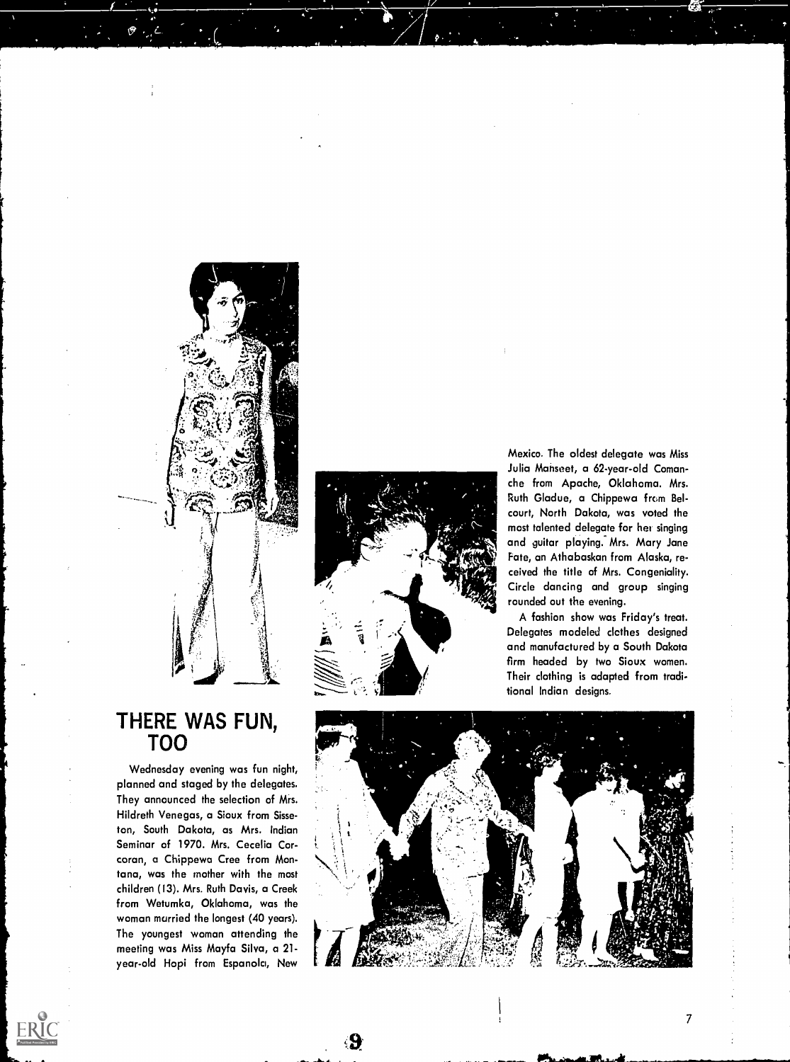## THERE WAS FUN, TOO

Wednesday evening was fun night, planned and staged by the delegates. They announced the selection of Mrs. Hildreth Venegas, a Sioux from Sisseton, South Dakota, as Mrs. Indian Seminar of 1970. Mrs. Cecelia Corcoran, a Chippewa Cree from Montana, was the mother with the most children (13). Mrs. Ruth Davis, a Creek from Wetumka, Oklahoma, was the woman married the longest (40 years). The youngest woman attending the meeting was Miss Mayfa Silva, a 21-year-old Hopi from Espanola, New Mexico. The oldest delegate was Miss Julia Mahseet, a 62-year-old Comanche from Apache, Oklahoma. Mrs. Ruth Gladue, a Chippewa from Belcourt, North Dakota, was voted the most talented delegate for her singing and guitar playing. Mrs. Mary Jane Fate, an Athabaskan from Alaska, received the title of Mrs. Congeniality. Circle dancing and group singing rounded out the evening.

A fashion show was Friday's treat. Delegates modeled clothes designed and manufactured by a South Dakota firm headed by two Sioux women. Their clothing is adapted from traditional Indian designs.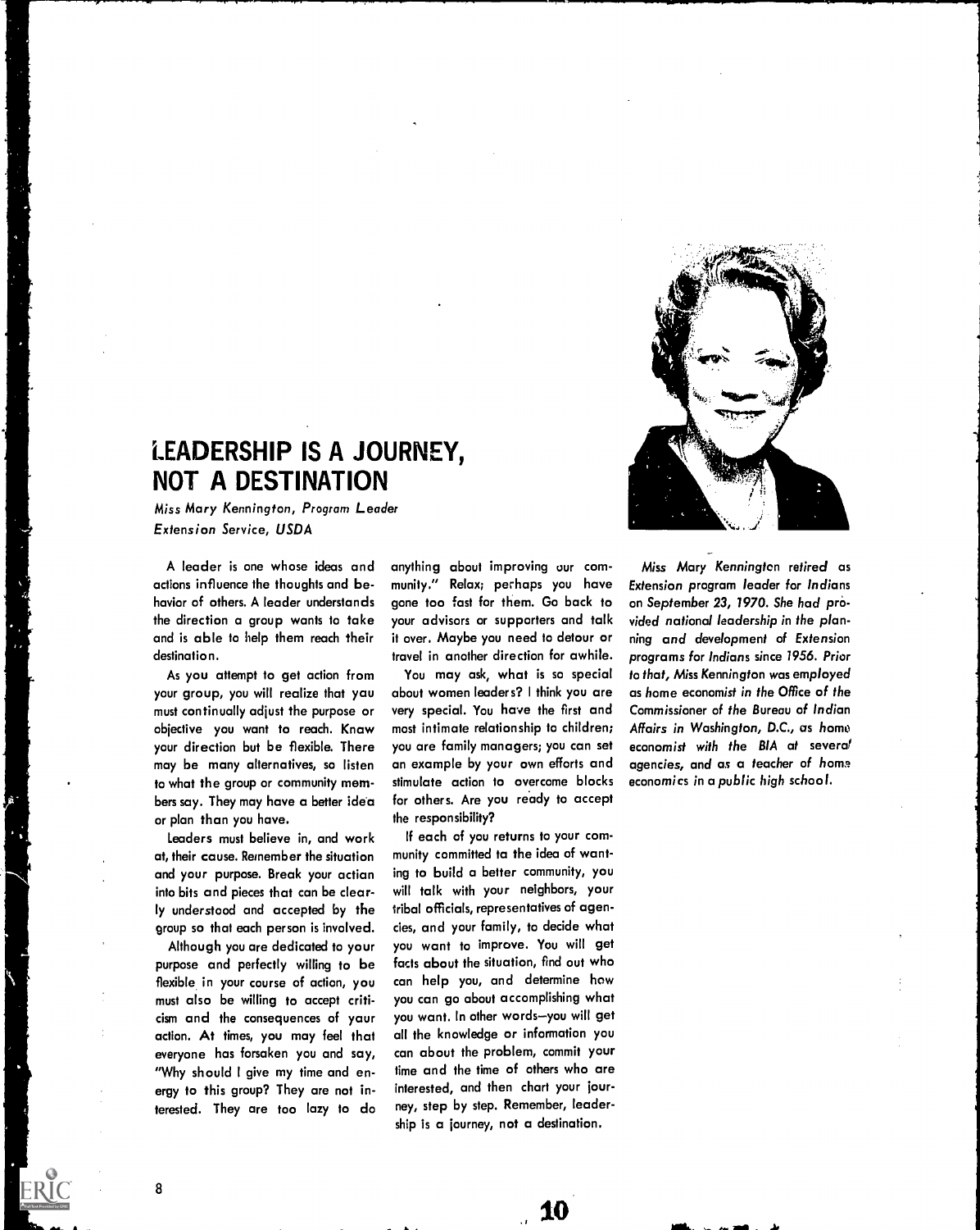# LEADERSHIP IS A JOURNEY, NOT A DESTINATION

*Miss Mary Kennington, Program Leader*
*Extension Service, USDA*

A leader is one whose ideas and actions influence the thoughts and behavior of others. A leader understands the direction a group wants to take and is able to help them reach their destination.

As you attempt to get action from your group, you will realize that you must continually adjust the purpose or objective you want to reach. Know your direction but be flexible. There may be many alternatives, so listen to what the group or community members say. They may have a better idea or plan than you have.

Leaders must believe in, and work at, their cause. Remember the situation and your purpose. Break your action into bits and pieces that can be clearly understood and accepted by the group so that each person is involved.

Although you are dedicated to your purpose and perfectly willing to be flexible in your course of action, you must also be willing to accept criticism and the consequences of your action. At times, you may feel that everyone has forsaken you and say, "Why should I give my time and energy to this group? They are not interested. They are too lazy to do anything about improving our community." Relax; perhaps you have gone too fast for them. Go back to your advisors or supporters and talk it over. Maybe you need to detour or travel in another direction for awhile.

You may ask, what is so special about women leaders? I think you are very special. You have the first and most intimate relationship to children; you are family managers; you can set an example by your own efforts and stimulate action to overcome blocks for others. Are you ready to accept the responsibility?

If each of you returns to your community committed to the idea of wanting to build a better community, you will talk with your neighbors, your tribal officials, representatives of agencies, and your family, to decide what you want to improve. You will get facts about the situation, find out who can help you, and determine how you can go about accomplishing what you want. In other words—you will get all the knowledge or information you can about the problem, commit your time and the time of others who are interested, and then chart your journey, step by step. Remember, leadership is a journey, not a destination.

*Miss Mary Kennington retired as Extension program leader for Indians on September 23, 1970. She had provided national leadership in the planning and development of Extension programs for Indians since 1956. Prior to that, Miss Kennington was employed as home economist in the Office of the Commissioner of the Bureau of Indian Affairs in Washington, D.C., as home economist with the BIA at several agencies, and as a teacher of home economics in a public high school.*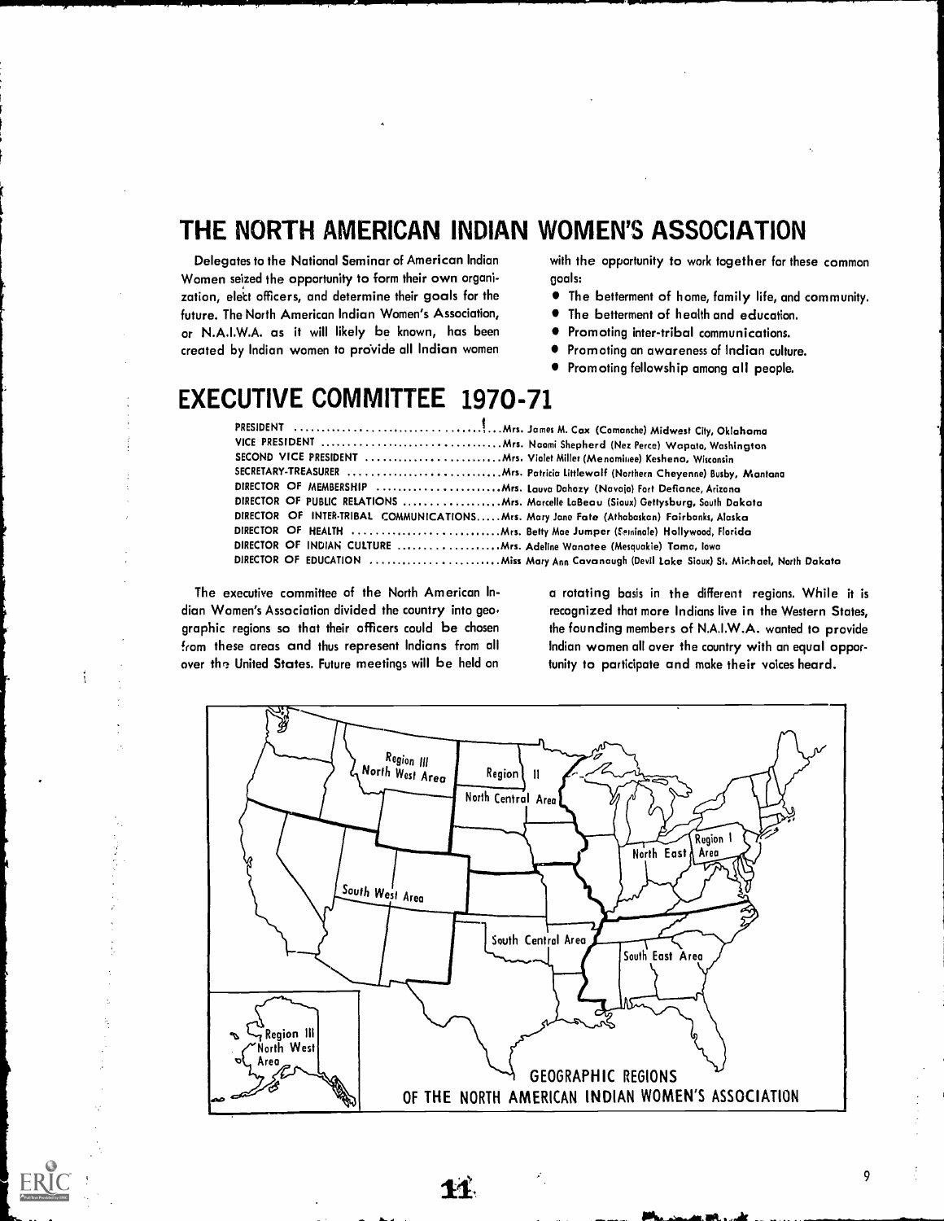# THE NORTH AMERICAN INDIAN WOMEN'S ASSOCIATION

Delegates to the National Seminar of American Indian Women seized the opportunity to form their own organization, elect officers, and determine their goals for the future. The North American Indian Women's Association, or N.A.I.W.A. as it will likely be known, has been created by Indian women to provide all Indian women with the opportunity to work together for these common goals:

- The betterment of home, family life, and community.
- The betterment of health and education.
- Promoting inter-tribal communications.
- Promoting an awareness of Indian culture.
- Promoting fellowship among all people.

# EXECUTIVE COMMITTEE 1970-71

PRESIDENT ....................................Mrs. James M. Cox (Comanche) Midwest City, Oklahoma
VICE PRESIDENT ....................................Mrs. Naomi Shepherd (Nez Perce) Wapato, Washington
SECOND VICE PRESIDENT ....................................Mrs. Violet Miller (Menominee) Keshena, Wisconsin
SECRETARY-TREASURER ....................................Mrs. Patricia Littlewolf (Northern Cheyenne) Busby, Montana
DIRECTOR OF MEMBERSHIP ....................................Mrs. Lauva Dohozy (Navajo) Fort Defiance, Arizona
DIRECTOR OF PUBLIC RELATIONS ....................................Mrs. Marcelle LaBeau (Sioux) Gettysburg, South Dakota
DIRECTOR OF INTER-TRIBAL COMMUNICATIONS.....Mrs. Mary Jane Fate (Athabaskan) Fairbanks, Alaska
DIRECTOR OF HEALTH ....................................Mrs. Betty Mae Jumper (Seminole) Hollywood, Florida
DIRECTOR OF INDIAN CULTURE ....................................Mrs. Adeline Wanatee (Mesquakie) Tama, Iowa
DIRECTOR OF EDUCATION ....................................Miss Mary Ann Cavanaugh (Devil Lake Sioux) St. Michael, North Dakota

The executive committee of the North American Indian Women's Association divided the country into geographic regions so that their officers could be chosen from these areas and thus represent Indians from all over the United States. Future meetings will be held on a rotating basis in the different regions. While it is recognized that more Indians live in the Western States, the founding members of N.A.I.W.A. wanted to provide Indian women all over the country with an equal opportunity to participate and make their voices heard.

Region III North West Area — Region II North Central Area — Region I North East Area — South West Area — South Central Area — South East Area — Region III North West Area

GEOGRAPHIC REGIONS OF THE NORTH AMERICAN INDIAN WOMEN'S ASSOCIATION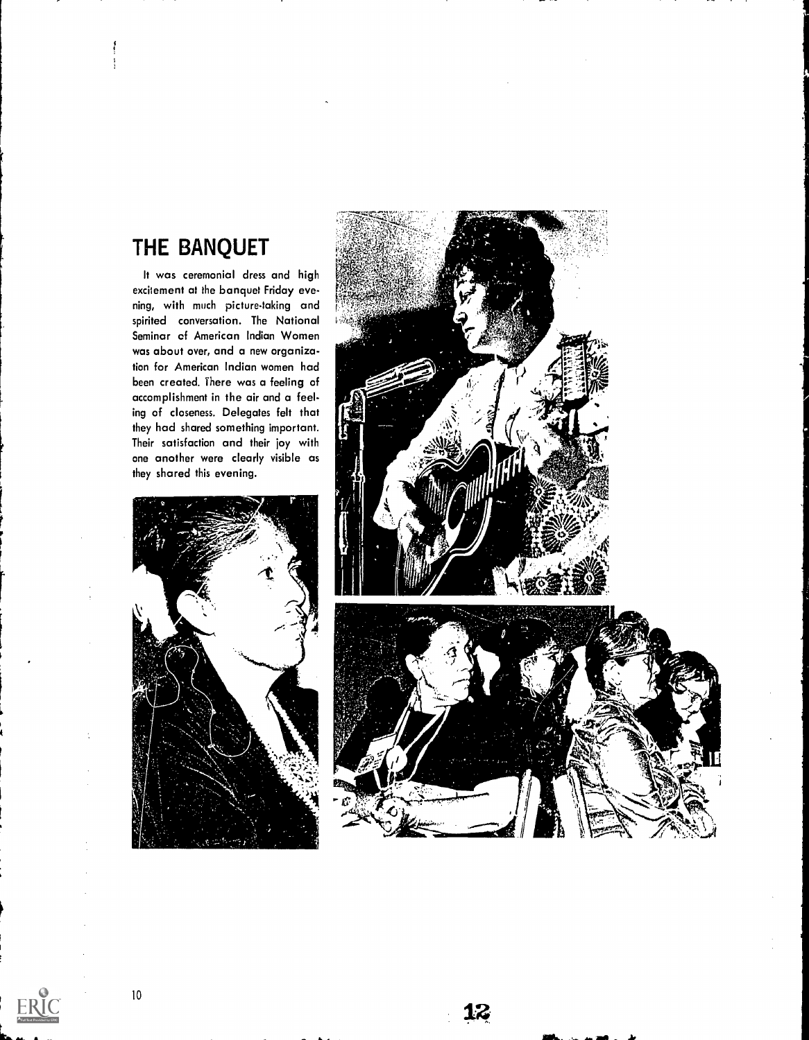## THE BANQUET

It was ceremonial dress and high excitement at the banquet Friday evening, with much picture-taking and spirited conversation. The National Seminar of American Indian Women was about over, and a new organization for American Indian women had been created. There was a feeling of accomplishment in the air and a feeling of closeness. Delegates felt that they had shared something important. Their satisfaction and their joy with one another were clearly visible as they shared this evening.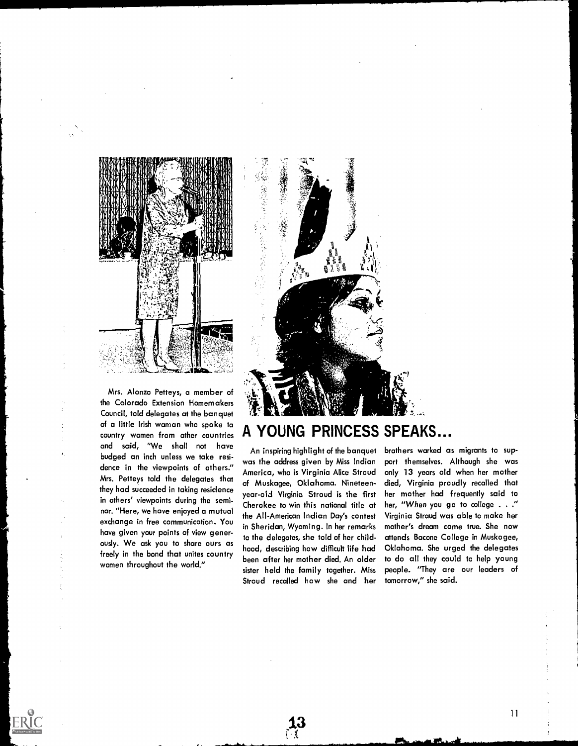Mrs. Alonzo Petteys, a member of the Colorado Extension Homemakers Council, told delegates at the banquet of a little Irish woman who spoke to country women from other countries and said, "We shall not have budged an inch unless we take residence in the viewpoints of others." Mrs. Petteys told the delegates that they had succeeded in taking residence in others' viewpoints during the seminar. "Here, we have enjoyed a mutual exchange in free communication. You have given your points of view generously. We ask you to share ours as freely in the bond that unites country women throughout the world."

## A YOUNG PRINCESS SPEAKS...

An inspiring highlight of the banquet was the address given by Miss Indian America, who is Virginia Alice Stroud of Muskagee, Oklahoma. Nineteen-year-old Virginia Stroud is the first Cherokee to win this national title at the All-American Indian Day's contest in Sheridan, Wyoming. In her remarks to the delegates, she told of her childhood, describing how difficult life had been after her mother died. An older sister held the family together. Miss Stroud recalled how she and her brothers worked as migrants to support themselves. Although she was only 13 years old when her mother died, Virginia proudly recalled that her mother had frequently said to her, "When you go to college . . ." Virginia Straud was able to make her mother's dream come true. She now attends Bacone College in Muskogee, Oklahoma. She urged the delegates to do all they could to help young people. "They are our leaders of tomorrow," she said.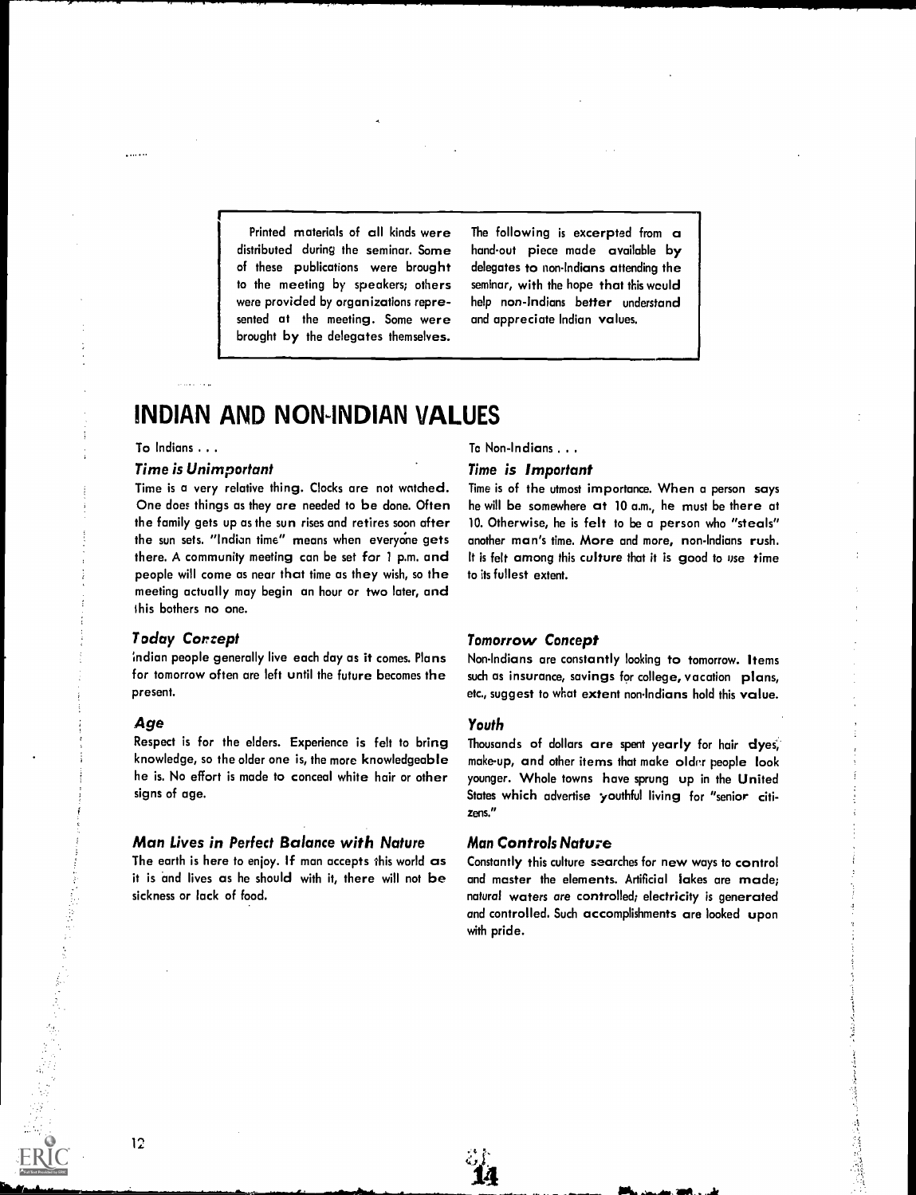Printed materials of all kinds were distributed during the seminar. Some of these publications were brought to the meeting by speakers; others were provided by organizations represented at the meeting. Some were brought by the delegates themselves.

The following is excerpted from a hand-out piece made available by delegates to non-Indians attending the seminar, with the hope that this would help non-Indians better understand and appreciate Indian values.

# INDIAN AND NON-INDIAN VALUES

To Indians . . .

### *Time is Unimportant*

Time is a very relative thing. Clocks are not watched. One does things as they are needed to be done. Often the family gets up as the sun rises and retires soon after the sun sets. "Indian time" means when everyone gets there. A community meeting can be set for 1 p.m. and people will come as near that time as they wish, so the meeting actually may begin an hour or two later, and this bothers no one.

### *Today Concept*

Indian people generally live each day as it comes. Plans for tomorrow often are left until the future becomes the present.

### *Age*

Respect is for the elders. Experience is felt to bring knowledge, so the older one is, the more knowledgeable he is. No effort is made to conceal white hair or other signs of age.

### *Man Lives in Perfect Balance with Nature*

The earth is here to enjoy. If man accepts this world as it is and lives as he should with it, there will not be sickness or lack of food.

To Non-Indians . . .

### *Time is Important*

Time is of the utmost importance. When a person says he will be somewhere at 10 a.m., he must be there at 10. Otherwise, he is felt to be a person who "steals" another man's time. More and more, non-Indians rush. It is felt among this culture that it is good to use time to its fullest extent.

### *Tomorrow Concept*

Non-Indians are constantly looking to tomorrow. Items such as insurance, savings for college, vacation plans, etc., suggest to what extent non-Indians hold this value.

### *Youth*

Thousands of dollars are spent yearly for hair dyes, make-up, and other items that make older people look younger. Whole towns have sprung up in the United States which advertise youthful living for "senior citizens."

### *Man Controls Nature*

Constantly this culture searches for new ways to control and master the elements. Artificial lakes are made; natural waters are controlled; electricity is generated and controlled. Such accomplishments are looked upon with pride.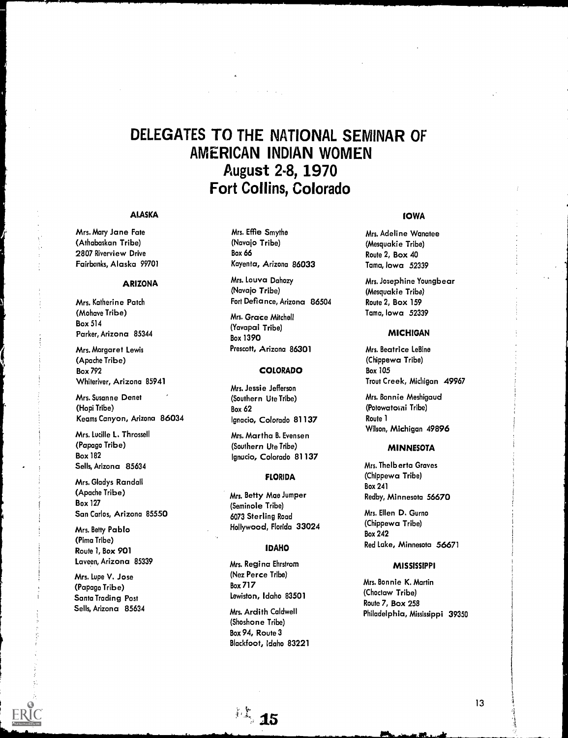# DELEGATES TO THE NATIONAL SEMINAR OF AMERICAN INDIAN WOMEN
## August 2-8, 1970
## Fort Collins, Colorado

### ALASKA

Mrs. Mary Jane Fate
(Athabaskan Tribe)
2807 Riverview Drive
Fairbanks, Alaska 99701

### ARIZONA

Mrs. Katherine Patch
(Mohave Tribe)
Box 514
Parker, Arizona 85344

Mrs. Margaret Lewis
(Apache Tribe)
Box 792
Whiteriver, Arizona 85941

Mrs. Susanne Denet
(Hopi Tribe)
Keams Canyon, Arizona 86034

Mrs. Lucille L. Throssell
(Papago Tribe)
Box 182
Sells, Arizona 85634

Mrs. Gladys Randall
(Apache Tribe)
Box 127
San Carlos, Arizona 85550

Mrs. Betty Pablo
(Pima Tribe)
Route 1, Box 901
Laveen, Arizona 85339

Mrs. Lupe V. Jose
(Papago Tribe)
Santa Trading Post
Sells, Arizona 85634

Mrs. Effie Smythe
(Navajo Tribe)
Box 66
Kayenta, Arizona 86033

Mrs. Louva Dahozy
(Navajo Tribe)
Fort Defiance, Arizona 86504

Mrs. Grace Mitchell
(Yavapai Tribe)
Box 1390
Prescott, Arizona 86301

### COLORADO

Mrs. Jessie Jefferson
(Southern Ute Tribe)
Box 62
Ignacio, Colorado 81137

Mrs. Martha B. Evensen
(Southern Ute Tribe)
Ignacio, Colorado 81137

### FLORIDA

Mrs. Betty Mae Jumper
(Seminole Tribe)
6073 Sterling Road
Hollywood, Florida 33024

### IDAHO

Mrs. Regina Ehrstrom
(Nez Perce Tribe)
Box 717
Lewiston, Idaho 83501

Mrs. Ardith Caldwell
(Shoshone Tribe)
Box 94, Route 3
Blackfoot, Idaho 83221

### IOWA

Mrs. Adeline Wanatee
(Mesquakie Tribe)
Route 2, Box 40
Tama, Iowa 52339

Mrs. Josephine Youngbear
(Mesquakie Tribe)
Route 2, Box 159
Tama, Iowa 52339

### MICHIGAN

Mrs. Beatrice LeBine
(Chippewa Tribe)
Box 105
Trout Creek, Michigan 49967

Mrs. Bonnie Meshigaud
(Potowatomi Tribe)
Route 1
Wilson, Michigan 49896

### MINNESOTA

Mrs. Thelberta Graves
(Chippewa Tribe)
Box 241
Redby, Minnesota 56670

Mrs. Ellen D. Gurno
(Chippewa Tribe)
Box 242
Red Lake, Minnesota 56671

### MISSISSIPPI

Mrs. Bonnie K. Martin
(Choctaw Tribe)
Route 7, Box 258
Philadelphia, Mississippi 39350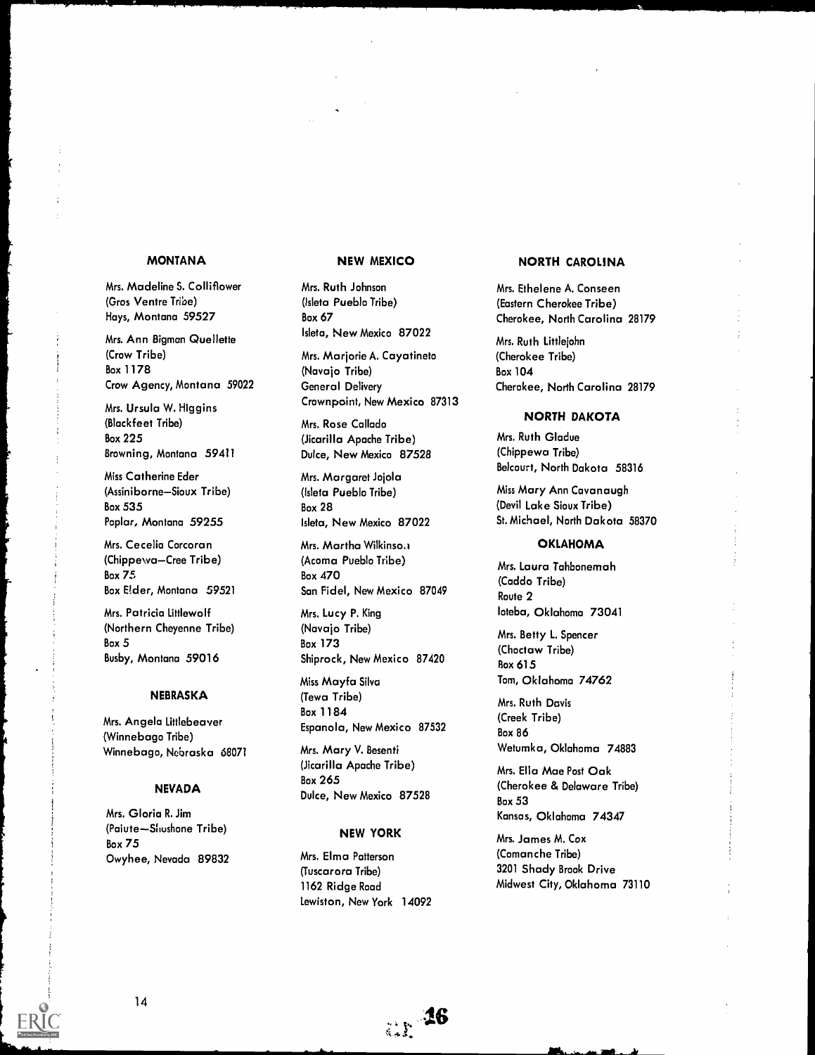## MONTANA

Mrs. Madeline S. Colliflower
(Gros Ventre Tribe)
Hays, Montana 59527

Mrs. Ann Bigman Quellette
(Crow Tribe)
Box 1178
Crow Agency, Montana 59022

Mrs. Ursula W. Higgins
(Blackfeet Tribe)
Box 225
Browning, Montana 59411

Miss Catherine Eder
(Assiniborne–Sioux Tribe)
Box 535
Poplar, Montana 59255

Mrs. Cecelia Corcoran
(Chippewa–Cree Tribe)
Box 75
Box Elder, Montana 59521

Mrs. Patricia Littlewolf
(Northern Cheyenne Tribe)
Box 5
Busby, Montana 59016

## NEBRASKA

Mrs. Angela Littlebeaver
(Winnebago Tribe)
Winnebago, Nebraska 68071

## NEVADA

Mrs. Gloria R. Jim
(Paiute–Shoshone Tribe)
Box 75
Owyhee, Nevada 89832

## NEW MEXICO

Mrs. Ruth Johnson
(Isleta Pueblo Tribe)
Box 67
Isleta, New Mexico 87022

Mrs. Marjorie A. Cayatineto
(Navajo Tribe)
General Delivery
Crownpoint, New Mexico 87313

Mrs. Rose Callado
(Jicarilla Apache Tribe)
Dulce, New Mexico 87528

Mrs. Margaret Jojola
(Isleta Pueblo Tribe)
Box 28
Isleta, New Mexico 87022

Mrs. Martha Wilkinson
(Acoma Pueblo Tribe)
Box 470
San Fidel, New Mexico 87049

Mrs. Lucy P. King
(Navajo Tribe)
Box 173
Shiprock, New Mexico 87420

Miss Mayfa Silva
(Tewa Tribe)
Box 1184
Espanola, New Mexico 87532

Mrs. Mary V. Besenti
(Jicarilla Apache Tribe)
Box 265
Dulce, New Mexico 87528

## NEW YORK

Mrs. Elma Patterson
(Tuscarora Tribe)
1162 Ridge Road
Lewiston, New York 14092

## NORTH CAROLINA

Mrs. Ethelene A. Conseen
(Eastern Cherokee Tribe)
Cherokee, North Carolina 28179

Mrs. Ruth Littlejohn
(Cherokee Tribe)
Box 104
Cherokee, North Carolina 28179

## NORTH DAKOTA

Mrs. Ruth Gladue
(Chippewa Tribe)
Belcourt, North Dakota 58316

Miss Mary Ann Cavanaugh
(Devil Lake Sioux Tribe)
St. Michael, North Dakota 58370

## OKLAHOMA

Mrs. Laura Tahbonemah
(Caddo Tribe)
Route 2
Ioteba, Oklahoma 73041

Mrs. Betty L. Spencer
(Choctaw Tribe)
Box 615
Tom, Oklahoma 74762

Mrs. Ruth Davis
(Creek Tribe)
Box 86
Wetumka, Oklahoma 74883

Mrs. Ella Mae Post Oak
(Cherokee & Delaware Tribe)
Box 53
Kansas, Oklahoma 74347

Mrs. James M. Cox
(Comanche Tribe)
3201 Shady Brook Drive
Midwest City, Oklahoma 73110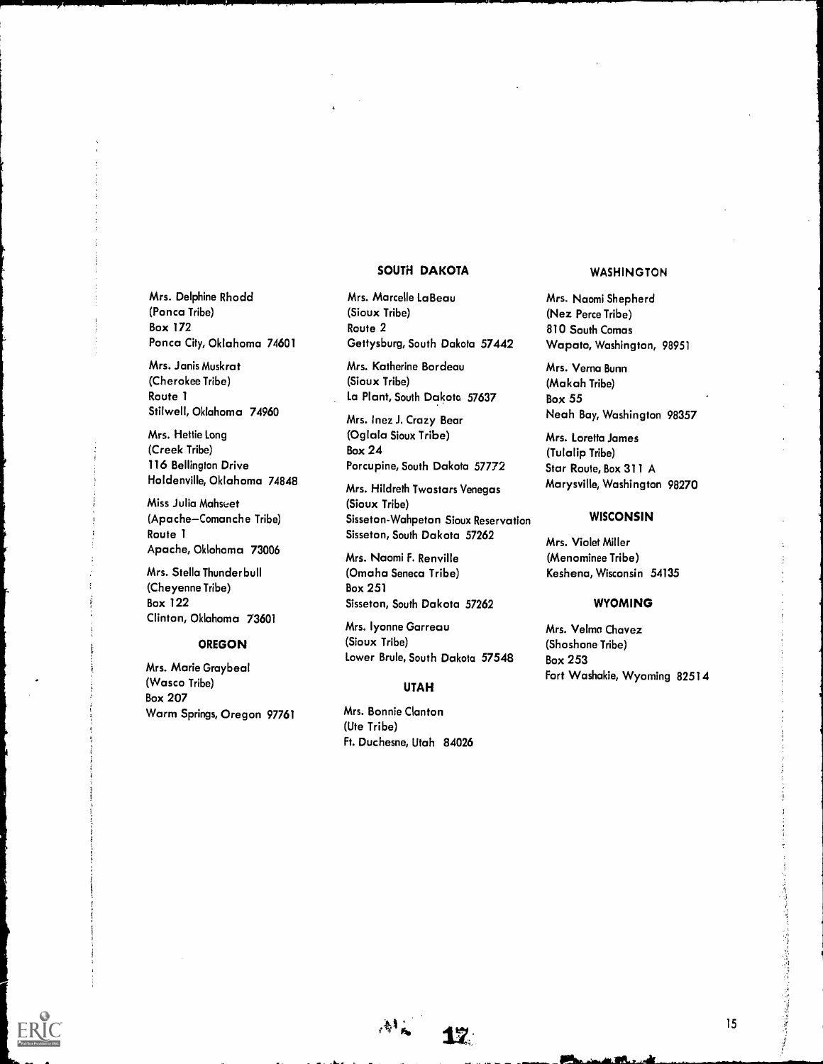Mrs. Delphine Rhodd
(Ponca Tribe)
Box 172
Ponca City, Oklahoma 74601

Mrs. Janis Muskrat
(Cherokee Tribe)
Route 1
Stilwell, Oklahoma 74960

Mrs. Hettie Long
(Creek Tribe)
116 Bellington Drive
Holdenville, Oklahoma 74848

Miss Julia Mahseet
(Apache–Comanche Tribe)
Route 1
Apache, Oklahoma 73006

Mrs. Stella Thunderbull
(Cheyenne Tribe)
Box 122
Clinton, Oklahoma 73601

## OREGON

Mrs. Marie Graybeal
(Wasco Tribe)
Box 207
Warm Springs, Oregon 97761

## SOUTH DAKOTA

Mrs. Marcelle LaBeau
(Sioux Tribe)
Route 2
Gettysburg, South Dakota 57442

Mrs. Katherine Bordeau
(Sioux Tribe)
La Plant, South Dakota 57637

Mrs. Inez J. Crazy Bear
(Oglala Sioux Tribe)
Box 24
Porcupine, South Dakota 57772

Mrs. Hildreth Twostars Venegas
(Sioux Tribe)
Sisseton-Wahpeton Sioux Reservation
Sisseton, South Dakota 57262

Mrs. Naomi F. Renville
(Omaha Seneca Tribe)
Box 251
Sisseton, South Dakota 57262

Mrs. Iyonne Garreau
(Sioux Tribe)
Lower Brule, South Dakota 57548

## UTAH

Mrs. Bonnie Clanton
(Ute Tribe)
Ft. Duchesne, Utah 84026

## WASHINGTON

Mrs. Naomi Shepherd
(Nez Perce Tribe)
810 South Camas
Wapato, Washington, 98951

Mrs. Verna Bunn
(Makah Tribe)
Box 55
Neah Bay, Washington 98357

Mrs. Loretta James
(Tulalip Tribe)
Star Route, Box 311 A
Marysville, Washington 98270

## WISCONSIN

Mrs. Violet Miller
(Menominee Tribe)
Keshena, Wisconsin 54135

## WYOMING

Mrs. Velma Chavez
(Shoshone Tribe)
Box 253
Fort Washakie, Wyoming 82514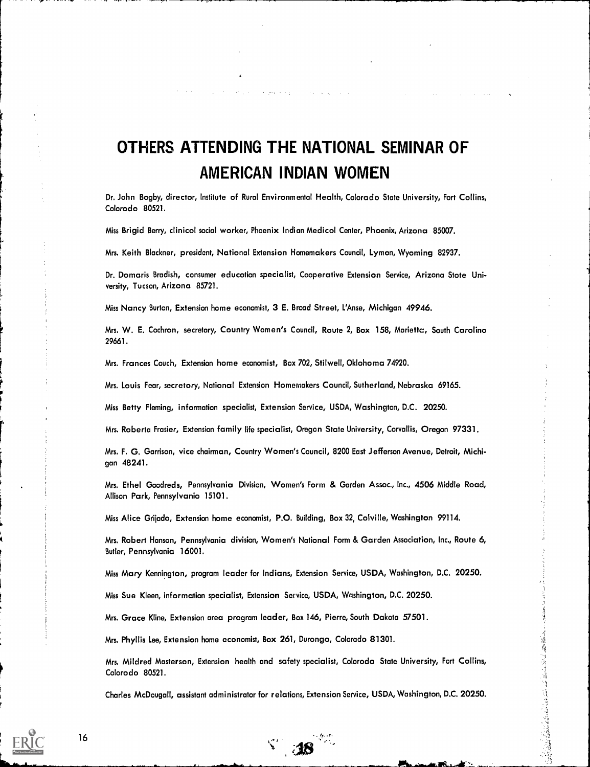# OTHERS ATTENDING THE NATIONAL SEMINAR OF AMERICAN INDIAN WOMEN

Dr. John Bogby, director, Institute of Rural Environmental Health, Colorado State University, Fort Collins, Colorado 80521.

Miss Brigid Berry, clinicol social worker, Phoenix Indian Medicol Center, Phoenix, Arizona 85007.

Mrs. Keith Blackner, president, National Extension Homemakers Council, Lymon, Wyoming 82937.

Dr. Domaris Bradish, consumer education specialist, Cooperative Extension Service, Arizona State University, Tucson, Arizona 85721.

Miss Nancy Burton, Extension home economist, 3 E. Broad Street, L'Anse, Michigan 49946.

Mrs. W. E. Cochron, secretary, Country Women's Council, Route 2, Box 158, Mariettc, South Carolino 29661.

Mrs. Frances Couch, Extension home economist, Box 702, Stilwell, Oklohoma 74920.

Mrs. Louis Fear, secretory, National Extension Homemakers Council, Sutherland, Nebraska 69165.

Miss Betty Fleming, information specialist, Extension Service, USDA, Washington, D.C. 20250.

Mrs. Roberta Frasier, Extension family life specialist, Oregon State University, Corvallis, Oregon 97331.

Mrs. F. G. Garrison, vice chairman, Country Women's Council, 8200 East Jefferson Avenue, Detroit, Michigan 48241.

Mrs. Ethel Goodreds, Pennsylvania Division, Women's Form & Garden Assoc., Inc., 4506 Middle Road, Allison Park, Pennsylvanio 15101.

Miss Alice Grijado, Extension home economist, P.O. Building, Box 32, Colville, Washington 99114.

Mrs. Robert Hanson, Pennsylvania division, Women's National Form & Garden Association, Inc., Route 6, Butler, Pennsylvania 16001.

Miss Mary Kennington, program leader for Indians, Extension Service, USDA, Washington, D.C. 20250.

Miss Sue Kleen, information specialist, Extension Service, USDA, Washington, D.C. 20250.

Mrs. Grace Kline, Extension area program leader, Box 146, Pierre, South Dakota 57501.

Mrs. Phyllis Lee, Extension home economist, Box 261, Durongo, Colorado 81301.

Mrs. Mildred Masterson, Extension health and safety specialist, Colorado State University, Fort Collins, Colorado 80521.

Charles McDougall, assistant administrator for relations, Extension Service, USDA, Washington, D.C. 20250.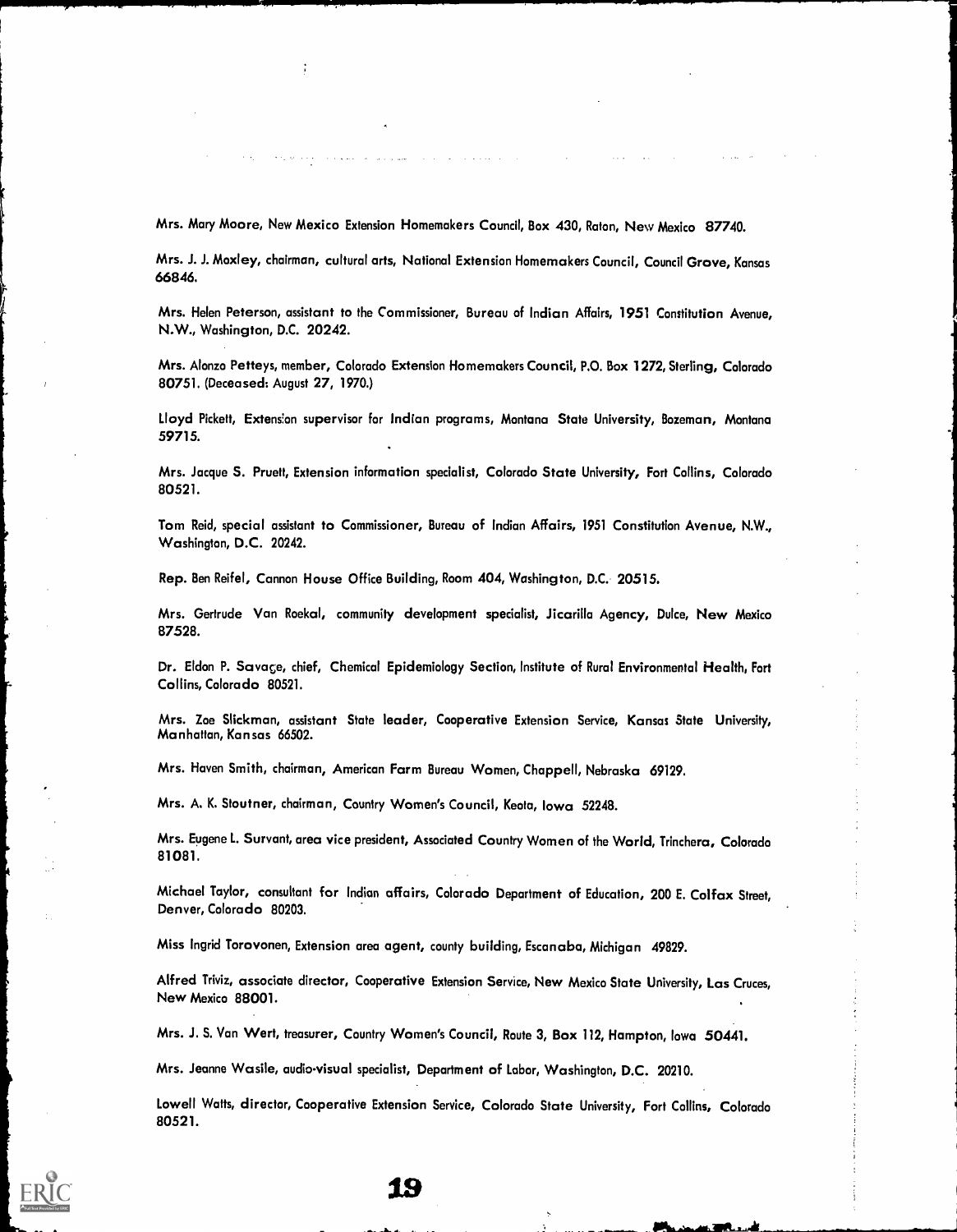Mrs. Mary Moore, New Mexico Extension Homemakers Council, Box 430, Raton, New Mexico 87740.

Mrs. J. J. Moxley, chairman, cultural arts, National Extension Homemakers Council, Council Grove, Kansas 66846.

Mrs. Helen Peterson, assistant to the Commissioner, Bureau of Indian Affairs, 1951 Constitution Avenue, N.W., Washington, D.C. 20242.

Mrs. Alonzo Petteys, member, Colorado Extension Homemakers Council, P.O. Box 1272, Sterling, Colorado 80751. (Deceased: August 27, 1970.)

Lloyd Pickett, Extension supervisor for Indian programs, Montana State University, Bozeman, Montana 59715.

Mrs. Jacque S. Pruett, Extension information specialist, Colorado State University, Fort Collins, Colorado 80521.

Tom Reid, special assistant to Commissioner, Bureau of Indian Affairs, 1951 Constitution Avenue, N.W., Washington, D.C. 20242.

Rep. Ben Reifel, Cannon House Office Building, Room 404, Washington, D.C. 20515.

Mrs. Gertrude Van Roekal, community development specialist, Jicarilla Agency, Dulce, New Mexico 87528.

Dr. Eldon P. Savage, chief, Chemical Epidemiology Section, Institute of Rural Environmental Health, Fort Collins, Colorado 80521.

Mrs. Zoe Slickman, assistant State leader, Cooperative Extension Service, Kansas State University, Manhattan, Kansas 66502.

Mrs. Haven Smith, chairman, American Farm Bureau Women, Chappell, Nebraska 69129.

Mrs. A. K. Stoutner, chairman, Country Women's Council, Keota, Iowa 52248.

Mrs. Eugene L. Survant, area vice president, Associated Country Women of the World, Trinchera, Colorado 81081.

Michael Taylor, consultant for Indian affairs, Colorado Department of Education, 200 E. Colfax Street, Denver, Colorado 80203.

Miss Ingrid Torovonen, Extension area agent, county building, Escanaba, Michigan 49829.

Alfred Triviz, associate director, Cooperative Extension Service, New Mexico State University, Las Cruces, New Mexico 88001.

Mrs. J. S. Van Wert, treasurer, Country Women's Council, Route 3, Box 112, Hampton, Iowa 50441.

Mrs. Jeanne Wasile, audio-visual specialist, Department of Labor, Washington, D.C. 20210.

Lowell Watts, director, Cooperative Extension Service, Colorado State University, Fort Collins, Colorado 80521.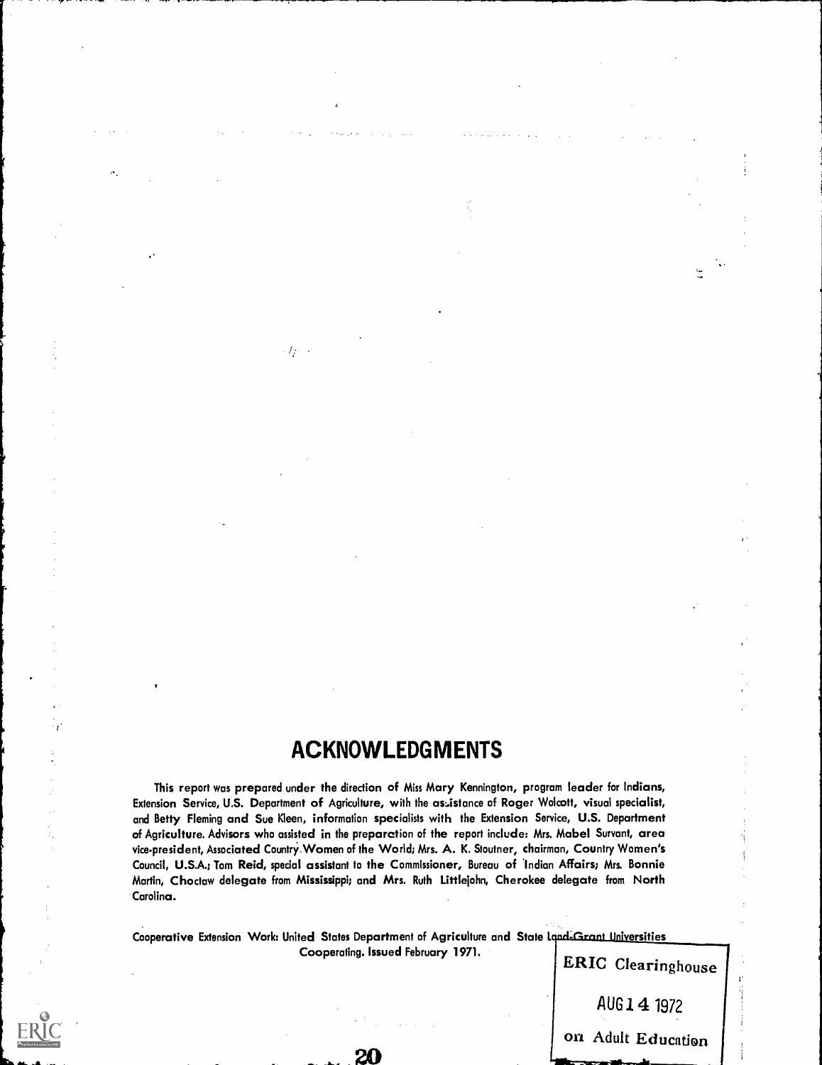## ACKNOWLEDGMENTS

This report was prepared under the direction of Miss Mary Kennington, program leader for Indians, Extension Service, U.S. Department of Agriculture, with the assistance of Roger Wolcott, visual specialist, and Betty Fleming and Sue Kleen, information specialists with the Extension Service, U.S. Department of Agriculture. Advisors who assisted in the preparation of the report include: Mrs. Mabel Survant, area vice-president, Associated Country Women of the World; Mrs. A. K. Stoutner, chairman, Country Women's Council, U.S.A.; Tom Reid, special assistant to the Commissioner, Bureau of Indian Affairs; Mrs. Bonnie Martin, Choctaw delegate from Mississippi; and Mrs. Ruth Littlejohn, Cherokee delegate from North Carolina.

Cooperative Extension Work: United States Department of Agriculture and State Land-Grant Universities Cooperating. Issued February 1971.

ERIC Clearinghouse

AUG 14 1972

on Adult Education